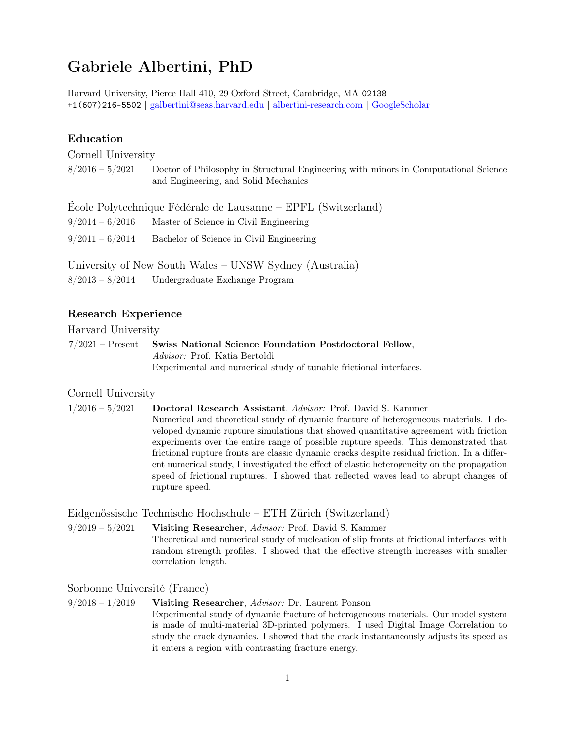# Gabriele Albertini, PhD

Harvard University, Pierce Hall 410, 29 Oxford Street, Cambridge, MA 02138
+1(607)216-5502 | galbertini@seas.harvard.edu | albertini-research.com | GoogleScholar

## Education

### Cornell University

8/2016 – 5/2021 Doctor of Philosophy in Structural Engineering with minors in Computational Science and Engineering, and Solid Mechanics

### École Polytechnique Fédérale de Lausanne – EPFL (Switzerland)

9/2014 – 6/2016 Master of Science in Civil Engineering

9/2011 – 6/2014 Bachelor of Science in Civil Engineering

### University of New South Wales – UNSW Sydney (Australia)

8/2013 – 8/2014 Undergraduate Exchange Program

## Research Experience

### Harvard University

7/2021 – Present **Swiss National Science Foundation Postdoctoral Fellow**, *Advisor:* Prof. Katia Bertoldi
Experimental and numerical study of tunable frictional interfaces.

### Cornell University

1/2016 – 5/2021 **Doctoral Research Assistant**, *Advisor:* Prof. David S. Kammer
Numerical and theoretical study of dynamic fracture of heterogeneous materials. I developed dynamic rupture simulations that showed quantitative agreement with friction experiments over the entire range of possible rupture speeds. This demonstrated that frictional rupture fronts are classic dynamic cracks despite residual friction. In a different numerical study, I investigated the effect of elastic heterogeneity on the propagation speed of frictional ruptures. I showed that reflected waves lead to abrupt changes of rupture speed.

### Eidgenössische Technische Hochschule – ETH Zürich (Switzerland)

9/2019 – 5/2021 **Visiting Researcher**, *Advisor:* Prof. David S. Kammer
Theoretical and numerical study of nucleation of slip fronts at frictional interfaces with random strength profiles. I showed that the effective strength increases with smaller correlation length.

### Sorbonne Université (France)

9/2018 – 1/2019 **Visiting Researcher**, *Advisor:* Dr. Laurent Ponson
Experimental study of dynamic fracture of heterogeneous materials. Our model system is made of multi-material 3D-printed polymers. I used Digital Image Correlation to study the crack dynamics. I showed that the crack instantaneously adjusts its speed as it enters a region with contrasting fracture energy.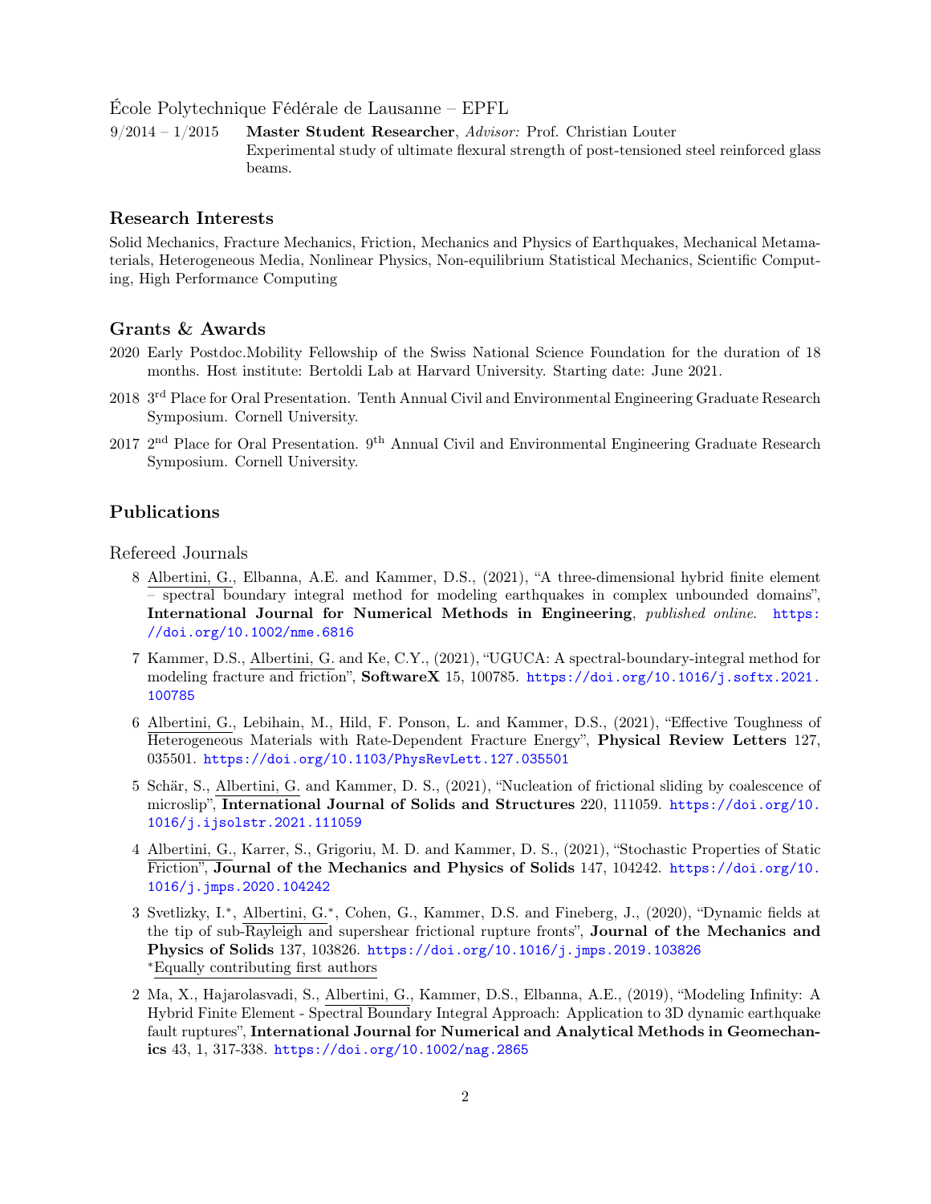École Polytechnique Fédérale de Lausanne – EPFL

9/2014 – 1/2015 **Master Student Researcher**, *Advisor:* Prof. Christian Louter
Experimental study of ultimate flexural strength of post-tensioned steel reinforced glass beams.

### Research Interests

Solid Mechanics, Fracture Mechanics, Friction, Mechanics and Physics of Earthquakes, Mechanical Metamaterials, Heterogeneous Media, Nonlinear Physics, Non-equilibrium Statistical Mechanics, Scientific Computing, High Performance Computing

### Grants & Awards

2020 Early Postdoc.Mobility Fellowship of the Swiss National Science Foundation for the duration of 18 months. Host institute: Bertoldi Lab at Harvard University. Starting date: June 2021.

2018 3rd Place for Oral Presentation. Tenth Annual Civil and Environmental Engineering Graduate Research Symposium. Cornell University.

2017 2nd Place for Oral Presentation. 9th Annual Civil and Environmental Engineering Graduate Research Symposium. Cornell University.

## Publications

Refereed Journals

8 Albertini, G., Elbanna, A.E. and Kammer, D.S., (2021), "A three-dimensional hybrid finite element – spectral boundary integral method for modeling earthquakes in complex unbounded domains", **International Journal for Numerical Methods in Engineering**, *published online*. https://doi.org/10.1002/nme.6816

7 Kammer, D.S., Albertini, G. and Ke, C.Y., (2021), "UGUCA: A spectral-boundary-integral method for modeling fracture and friction", **SoftwareX** 15, 100785. https://doi.org/10.1016/j.softx.2021.100785

6 Albertini, G., Lebihain, M., Hild, F. Ponson, L. and Kammer, D.S., (2021), "Effective Toughness of Heterogeneous Materials with Rate-Dependent Fracture Energy", **Physical Review Letters** 127, 035501. https://doi.org/10.1103/PhysRevLett.127.035501

5 Schär, S., Albertini, G. and Kammer, D. S., (2021), "Nucleation of frictional sliding by coalescence of microslip", **International Journal of Solids and Structures** 220, 111059. https://doi.org/10.1016/j.ijsolstr.2021.111059

4 Albertini, G., Karrer, S., Grigoriu, M. D. and Kammer, D. S., (2021), "Stochastic Properties of Static Friction", **Journal of the Mechanics and Physics of Solids** 147, 104242. https://doi.org/10.1016/j.jmps.2020.104242

3 Svetlizky, I.\*, Albertini, G.\*, Cohen, G., Kammer, D.S. and Fineberg, J., (2020), "Dynamic fields at the tip of sub-Rayleigh and supershear frictional rupture fronts", **Journal of the Mechanics and Physics of Solids** 137, 103826. https://doi.org/10.1016/j.jmps.2019.103826
\*Equally contributing first authors

2 Ma, X., Hajarolasvadi, S., Albertini, G., Kammer, D.S., Elbanna, A.E., (2019), "Modeling Infinity: A Hybrid Finite Element - Spectral Boundary Integral Approach: Application to 3D dynamic earthquake fault ruptures", **International Journal for Numerical and Analytical Methods in Geomechanics** 43, 1, 317-338. https://doi.org/10.1002/nag.2865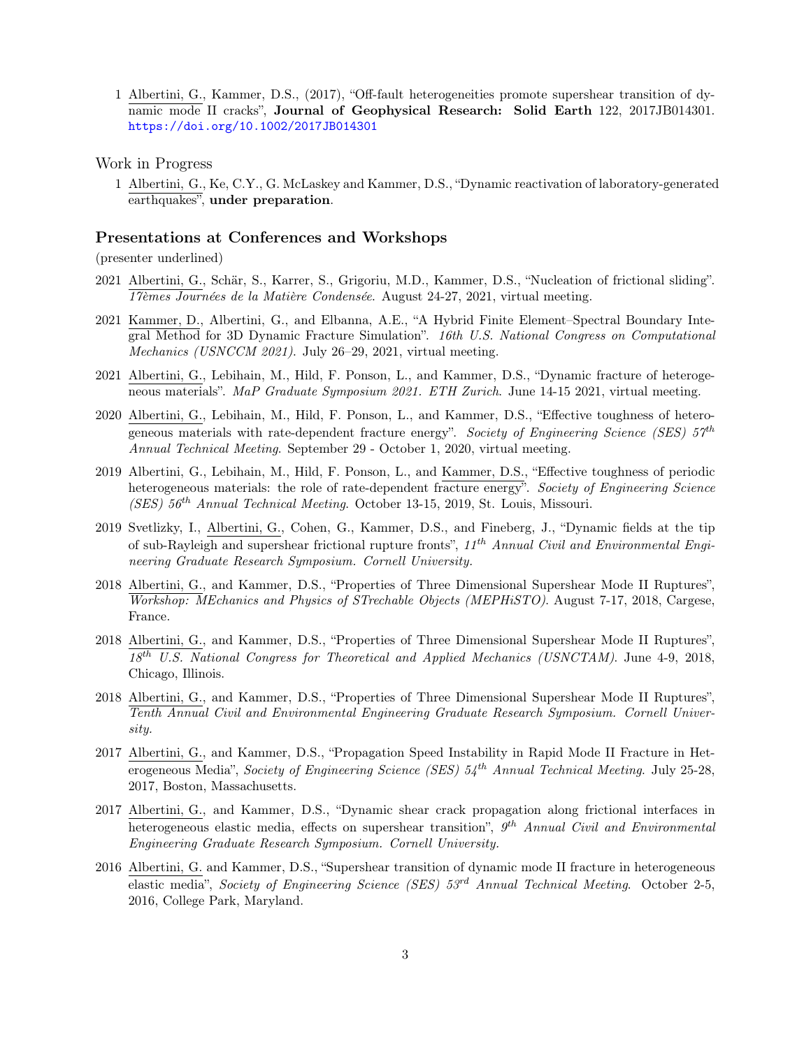1 Albertini, G., Kammer, D.S., (2017), "Off-fault heterogeneities promote supershear transition of dynamic mode II cracks", **Journal of Geophysical Research: Solid Earth** 122, 2017JB014301. https://doi.org/10.1002/2017JB014301

### Work in Progress

1 Albertini, G., Ke, C.Y., G. McLaskey and Kammer, D.S., "Dynamic reactivation of laboratory-generated earthquakes", **under preparation**.

## Presentations at Conferences and Workshops

(presenter underlined)

2021 Albertini, G., Schär, S., Karrer, S., Grigoriu, M.D., Kammer, D.S., "Nucleation of frictional sliding". *17èmes Journées de la Matière Condensée.* August 24-27, 2021, virtual meeting.

2021 Kammer, D., Albertini, G., and Elbanna, A.E., "A Hybrid Finite Element–Spectral Boundary Integral Method for 3D Dynamic Fracture Simulation". *16th U.S. National Congress on Computational Mechanics (USNCCM 2021).* July 26–29, 2021, virtual meeting.

2021 Albertini, G., Lebihain, M., Hild, F. Ponson, L., and Kammer, D.S., "Dynamic fracture of heterogeneous materials". *MaP Graduate Symposium 2021. ETH Zurich*. June 14-15 2021, virtual meeting.

2020 Albertini, G., Lebihain, M., Hild, F. Ponson, L., and Kammer, D.S., "Effective toughness of heterogeneous materials with rate-dependent fracture energy". *Society of Engineering Science (SES) 57th Annual Technical Meeting*. September 29 - October 1, 2020, virtual meeting.

2019 Albertini, G., Lebihain, M., Hild, F. Ponson, L., and Kammer, D.S., "Effective toughness of periodic heterogeneous materials: the role of rate-dependent fracture energy". *Society of Engineering Science (SES) 56th Annual Technical Meeting.* October 13-15, 2019, St. Louis, Missouri.

2019 Svetlizky, I., Albertini, G., Cohen, G., Kammer, D.S., and Fineberg, J., "Dynamic fields at the tip of sub-Rayleigh and supershear frictional rupture fronts", *11th Annual Civil and Environmental Engineering Graduate Research Symposium. Cornell University.*

2018 Albertini, G., and Kammer, D.S., "Properties of Three Dimensional Supershear Mode II Ruptures", *Workshop: MEchanics and Physics of STrechable Objects (MEPHiSTO).* August 7-17, 2018, Cargese, France.

2018 Albertini, G., and Kammer, D.S., "Properties of Three Dimensional Supershear Mode II Ruptures", *18th U.S. National Congress for Theoretical and Applied Mechanics (USNCTAM).* June 4-9, 2018, Chicago, Illinois.

2018 Albertini, G., and Kammer, D.S., "Properties of Three Dimensional Supershear Mode II Ruptures", *Tenth Annual Civil and Environmental Engineering Graduate Research Symposium. Cornell University.*

2017 Albertini, G., and Kammer, D.S., "Propagation Speed Instability in Rapid Mode II Fracture in Heterogeneous Media", *Society of Engineering Science (SES) 54th Annual Technical Meeting.* July 25-28, 2017, Boston, Massachusetts.

2017 Albertini, G., and Kammer, D.S., "Dynamic shear crack propagation along frictional interfaces in heterogeneous elastic media, effects on supershear transition", *9th Annual Civil and Environmental Engineering Graduate Research Symposium. Cornell University.*

2016 Albertini, G. and Kammer, D.S., "Supershear transition of dynamic mode II fracture in heterogeneous elastic media", *Society of Engineering Science (SES) 53rd Annual Technical Meeting.* October 2-5, 2016, College Park, Maryland.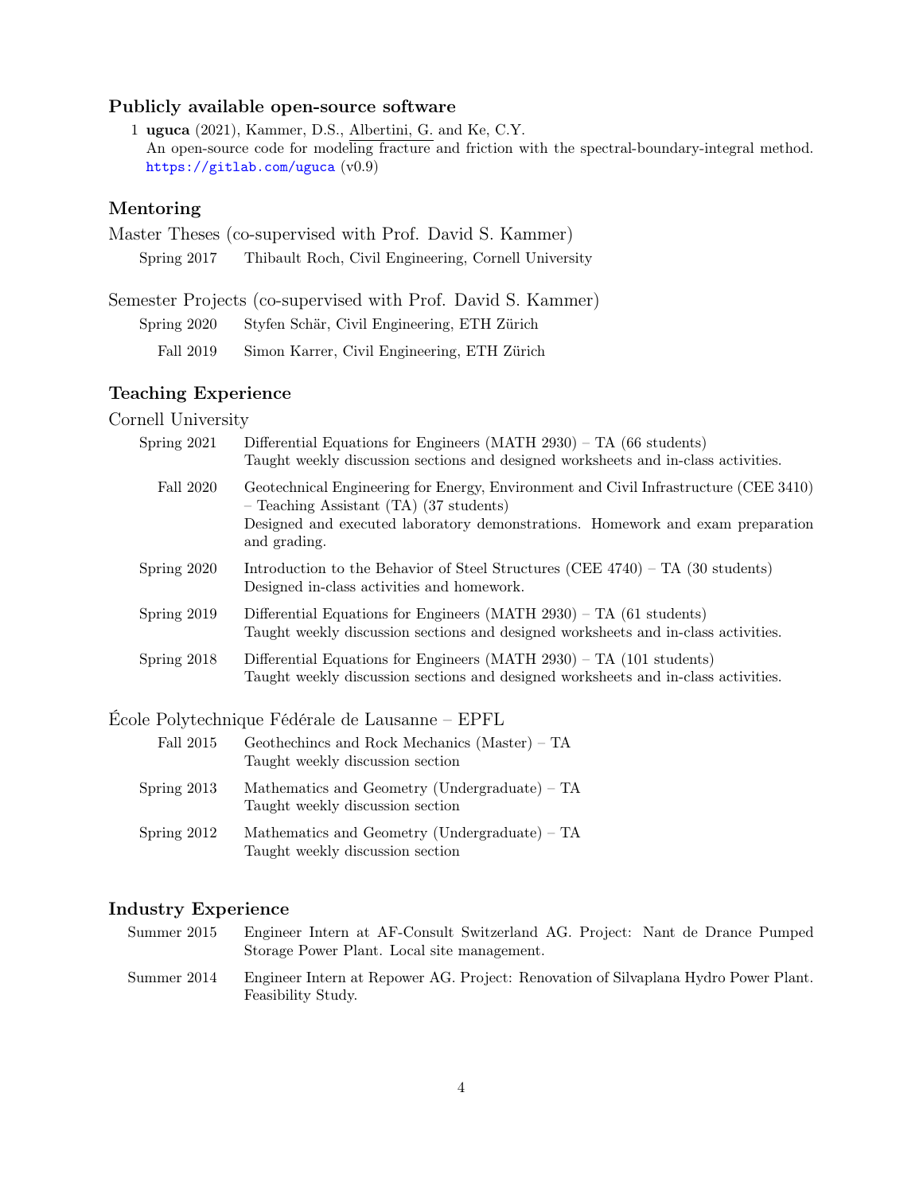## Publicly available open-source software

1. **uguca** (2021), Kammer, D.S., Albertini, G. and Ke, C.Y.
   An open-source code for modeling fracture and friction with the spectral-boundary-integral method.
   https://gitlab.com/uguca (v0.9)

## Mentoring

### Master Theses (co-supervised with Prof. David S. Kammer)

- Spring 2017 — Thibault Roch, Civil Engineering, Cornell University

### Semester Projects (co-supervised with Prof. David S. Kammer)

- Spring 2020 — Styfen Schär, Civil Engineering, ETH Zürich
- Fall 2019 — Simon Karrer, Civil Engineering, ETH Zürich

## Teaching Experience

### Cornell University

- **Spring 2021** — Differential Equations for Engineers (MATH 2930) – TA (66 students)
  Taught weekly discussion sections and designed worksheets and in-class activities.
- **Fall 2020** — Geotechnical Engineering for Energy, Environment and Civil Infrastructure (CEE 3410) – Teaching Assistant (TA) (37 students)
  Designed and executed laboratory demonstrations. Homework and exam preparation and grading.
- **Spring 2020** — Introduction to the Behavior of Steel Structures (CEE 4740) – TA (30 students)
  Designed in-class activities and homework.
- **Spring 2019** — Differential Equations for Engineers (MATH 2930) – TA (61 students)
  Taught weekly discussion sections and designed worksheets and in-class activities.
- **Spring 2018** — Differential Equations for Engineers (MATH 2930) – TA (101 students)
  Taught weekly discussion sections and designed worksheets and in-class activities.

### École Polytechnique Fédérale de Lausanne – EPFL

- **Fall 2015** — Geothechincs and Rock Mechanics (Master) – TA
  Taught weekly discussion section
- **Spring 2013** — Mathematics and Geometry (Undergraduate) – TA
  Taught weekly discussion section
- **Spring 2012** — Mathematics and Geometry (Undergraduate) – TA
  Taught weekly discussion section

## Industry Experience

- **Summer 2015** — Engineer Intern at AF-Consult Switzerland AG. Project: Nant de Drance Pumped Storage Power Plant. Local site management.
- **Summer 2014** — Engineer Intern at Repower AG. Project: Renovation of Silvaplana Hydro Power Plant. Feasibility Study.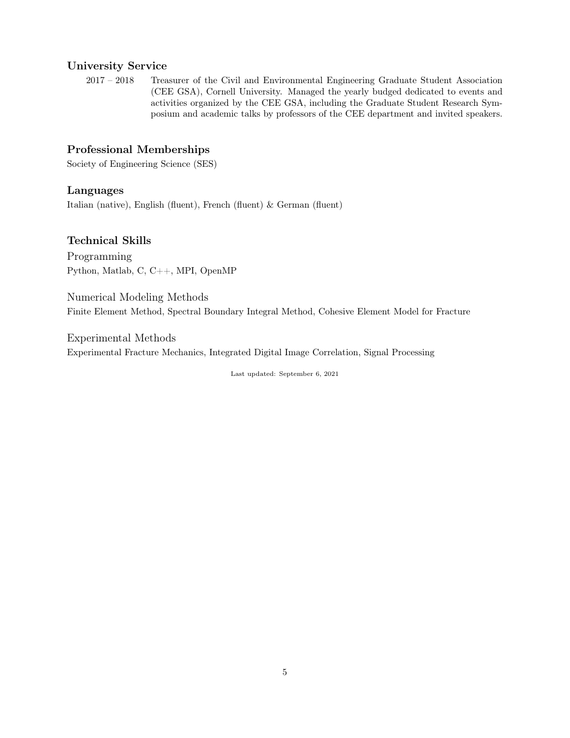## University Service

2017 – 2018 Treasurer of the Civil and Environmental Engineering Graduate Student Association (CEE GSA), Cornell University. Managed the yearly budged dedicated to events and activities organized by the CEE GSA, including the Graduate Student Research Symposium and academic talks by professors of the CEE department and invited speakers.

## Professional Memberships

Society of Engineering Science (SES)

## Languages

Italian (native), English (fluent), French (fluent) & German (fluent)

## Technical Skills

### Programming

Python, Matlab, C, C++, MPI, OpenMP

### Numerical Modeling Methods

Finite Element Method, Spectral Boundary Integral Method, Cohesive Element Model for Fracture

### Experimental Methods

Experimental Fracture Mechanics, Integrated Digital Image Correlation, Signal Processing

Last updated: September 6, 2021